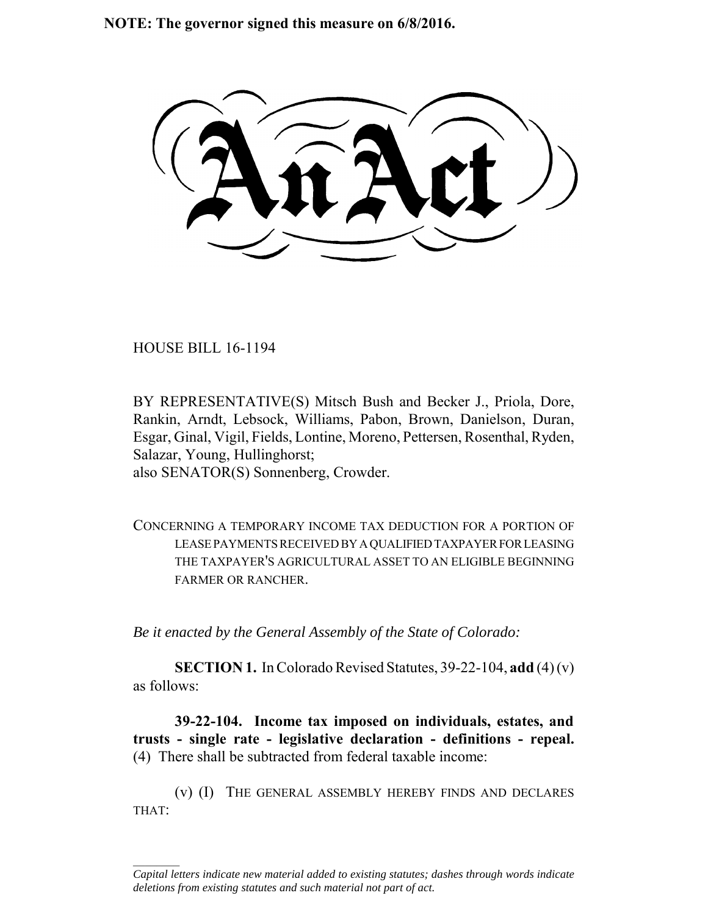**NOTE: The governor signed this measure on 6/8/2016.**

# An Act

HOUSE BILL 16-1194

BY REPRESENTATIVE(S) Mitsch Bush and Becker J., Priola, Dore, Rankin, Arndt, Lebsock, Williams, Pabon, Brown, Danielson, Duran, Esgar, Ginal, Vigil, Fields, Lontine, Moreno, Pettersen, Rosenthal, Ryden, Salazar, Young, Hullinghorst;
also SENATOR(S) Sonnenberg, Crowder.

CONCERNING A TEMPORARY INCOME TAX DEDUCTION FOR A PORTION OF LEASE PAYMENTS RECEIVED BY A QUALIFIED TAXPAYER FOR LEASING THE TAXPAYER'S AGRICULTURAL ASSET TO AN ELIGIBLE BEGINNING FARMER OR RANCHER.

*Be it enacted by the General Assembly of the State of Colorado:*

**SECTION 1.** In Colorado Revised Statutes, 39-22-104, **add** (4) (v) as follows:

**39-22-104. Income tax imposed on individuals, estates, and trusts - single rate - legislative declaration - definitions - repeal.** (4) There shall be subtracted from federal taxable income:

(v) (I) THE GENERAL ASSEMBLY HEREBY FINDS AND DECLARES THAT:

*Capital letters indicate new material added to existing statutes; dashes through words indicate deletions from existing statutes and such material not part of act.*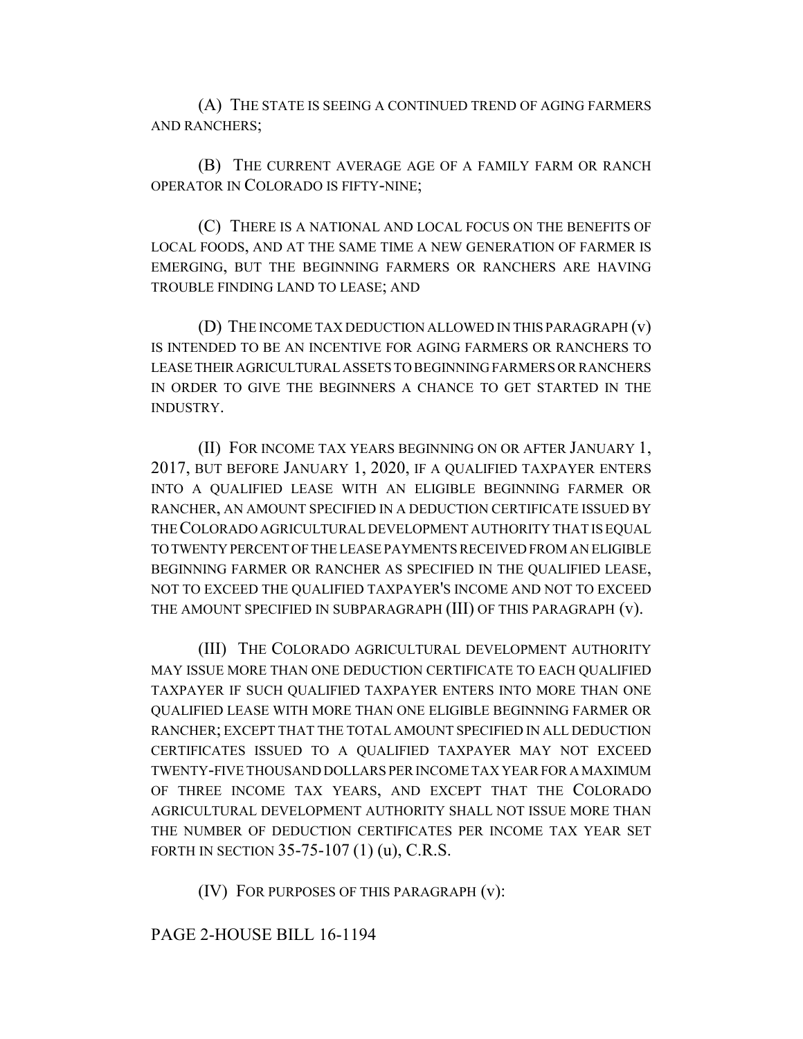(A) THE STATE IS SEEING A CONTINUED TREND OF AGING FARMERS AND RANCHERS;

(B) THE CURRENT AVERAGE AGE OF A FAMILY FARM OR RANCH OPERATOR IN COLORADO IS FIFTY-NINE;

(C) THERE IS A NATIONAL AND LOCAL FOCUS ON THE BENEFITS OF LOCAL FOODS, AND AT THE SAME TIME A NEW GENERATION OF FARMER IS EMERGING, BUT THE BEGINNING FARMERS OR RANCHERS ARE HAVING TROUBLE FINDING LAND TO LEASE; AND

(D) THE INCOME TAX DEDUCTION ALLOWED IN THIS PARAGRAPH (v) IS INTENDED TO BE AN INCENTIVE FOR AGING FARMERS OR RANCHERS TO LEASE THEIR AGRICULTURAL ASSETS TO BEGINNING FARMERS OR RANCHERS IN ORDER TO GIVE THE BEGINNERS A CHANCE TO GET STARTED IN THE INDUSTRY.

(II) FOR INCOME TAX YEARS BEGINNING ON OR AFTER JANUARY 1, 2017, BUT BEFORE JANUARY 1, 2020, IF A QUALIFIED TAXPAYER ENTERS INTO A QUALIFIED LEASE WITH AN ELIGIBLE BEGINNING FARMER OR RANCHER, AN AMOUNT SPECIFIED IN A DEDUCTION CERTIFICATE ISSUED BY THE COLORADO AGRICULTURAL DEVELOPMENT AUTHORITY THAT IS EQUAL TO TWENTY PERCENT OF THE LEASE PAYMENTS RECEIVED FROM AN ELIGIBLE BEGINNING FARMER OR RANCHER AS SPECIFIED IN THE QUALIFIED LEASE, NOT TO EXCEED THE QUALIFIED TAXPAYER'S INCOME AND NOT TO EXCEED THE AMOUNT SPECIFIED IN SUBPARAGRAPH (III) OF THIS PARAGRAPH (v).

(III) THE COLORADO AGRICULTURAL DEVELOPMENT AUTHORITY MAY ISSUE MORE THAN ONE DEDUCTION CERTIFICATE TO EACH QUALIFIED TAXPAYER IF SUCH QUALIFIED TAXPAYER ENTERS INTO MORE THAN ONE QUALIFIED LEASE WITH MORE THAN ONE ELIGIBLE BEGINNING FARMER OR RANCHER; EXCEPT THAT THE TOTAL AMOUNT SPECIFIED IN ALL DEDUCTION CERTIFICATES ISSUED TO A QUALIFIED TAXPAYER MAY NOT EXCEED TWENTY-FIVE THOUSAND DOLLARS PER INCOME TAX YEAR FOR A MAXIMUM OF THREE INCOME TAX YEARS, AND EXCEPT THAT THE COLORADO AGRICULTURAL DEVELOPMENT AUTHORITY SHALL NOT ISSUE MORE THAN THE NUMBER OF DEDUCTION CERTIFICATES PER INCOME TAX YEAR SET FORTH IN SECTION 35-75-107 (1) (u), C.R.S.

(IV) FOR PURPOSES OF THIS PARAGRAPH (v):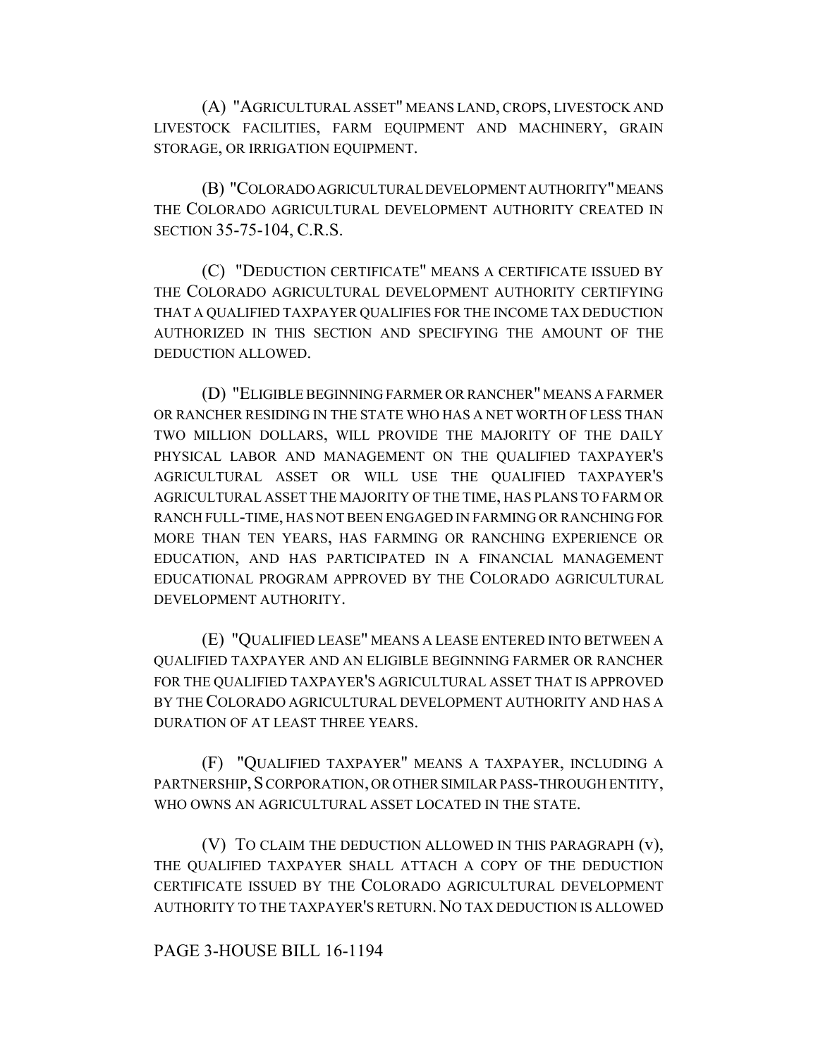(A) "AGRICULTURAL ASSET" MEANS LAND, CROPS, LIVESTOCK AND LIVESTOCK FACILITIES, FARM EQUIPMENT AND MACHINERY, GRAIN STORAGE, OR IRRIGATION EQUIPMENT.

(B) "COLORADO AGRICULTURAL DEVELOPMENT AUTHORITY" MEANS THE COLORADO AGRICULTURAL DEVELOPMENT AUTHORITY CREATED IN SECTION 35-75-104, C.R.S.

(C) "DEDUCTION CERTIFICATE" MEANS A CERTIFICATE ISSUED BY THE COLORADO AGRICULTURAL DEVELOPMENT AUTHORITY CERTIFYING THAT A QUALIFIED TAXPAYER QUALIFIES FOR THE INCOME TAX DEDUCTION AUTHORIZED IN THIS SECTION AND SPECIFYING THE AMOUNT OF THE DEDUCTION ALLOWED.

(D) "ELIGIBLE BEGINNING FARMER OR RANCHER" MEANS A FARMER OR RANCHER RESIDING IN THE STATE WHO HAS A NET WORTH OF LESS THAN TWO MILLION DOLLARS, WILL PROVIDE THE MAJORITY OF THE DAILY PHYSICAL LABOR AND MANAGEMENT ON THE QUALIFIED TAXPAYER'S AGRICULTURAL ASSET OR WILL USE THE QUALIFIED TAXPAYER'S AGRICULTURAL ASSET THE MAJORITY OF THE TIME, HAS PLANS TO FARM OR RANCH FULL-TIME, HAS NOT BEEN ENGAGED IN FARMING OR RANCHING FOR MORE THAN TEN YEARS, HAS FARMING OR RANCHING EXPERIENCE OR EDUCATION, AND HAS PARTICIPATED IN A FINANCIAL MANAGEMENT EDUCATIONAL PROGRAM APPROVED BY THE COLORADO AGRICULTURAL DEVELOPMENT AUTHORITY.

(E) "QUALIFIED LEASE" MEANS A LEASE ENTERED INTO BETWEEN A QUALIFIED TAXPAYER AND AN ELIGIBLE BEGINNING FARMER OR RANCHER FOR THE QUALIFIED TAXPAYER'S AGRICULTURAL ASSET THAT IS APPROVED BY THE COLORADO AGRICULTURAL DEVELOPMENT AUTHORITY AND HAS A DURATION OF AT LEAST THREE YEARS.

(F) "QUALIFIED TAXPAYER" MEANS A TAXPAYER, INCLUDING A PARTNERSHIP, S CORPORATION, OR OTHER SIMILAR PASS-THROUGH ENTITY, WHO OWNS AN AGRICULTURAL ASSET LOCATED IN THE STATE.

(V) TO CLAIM THE DEDUCTION ALLOWED IN THIS PARAGRAPH (v), THE QUALIFIED TAXPAYER SHALL ATTACH A COPY OF THE DEDUCTION CERTIFICATE ISSUED BY THE COLORADO AGRICULTURAL DEVELOPMENT AUTHORITY TO THE TAXPAYER'S RETURN. NO TAX DEDUCTION IS ALLOWED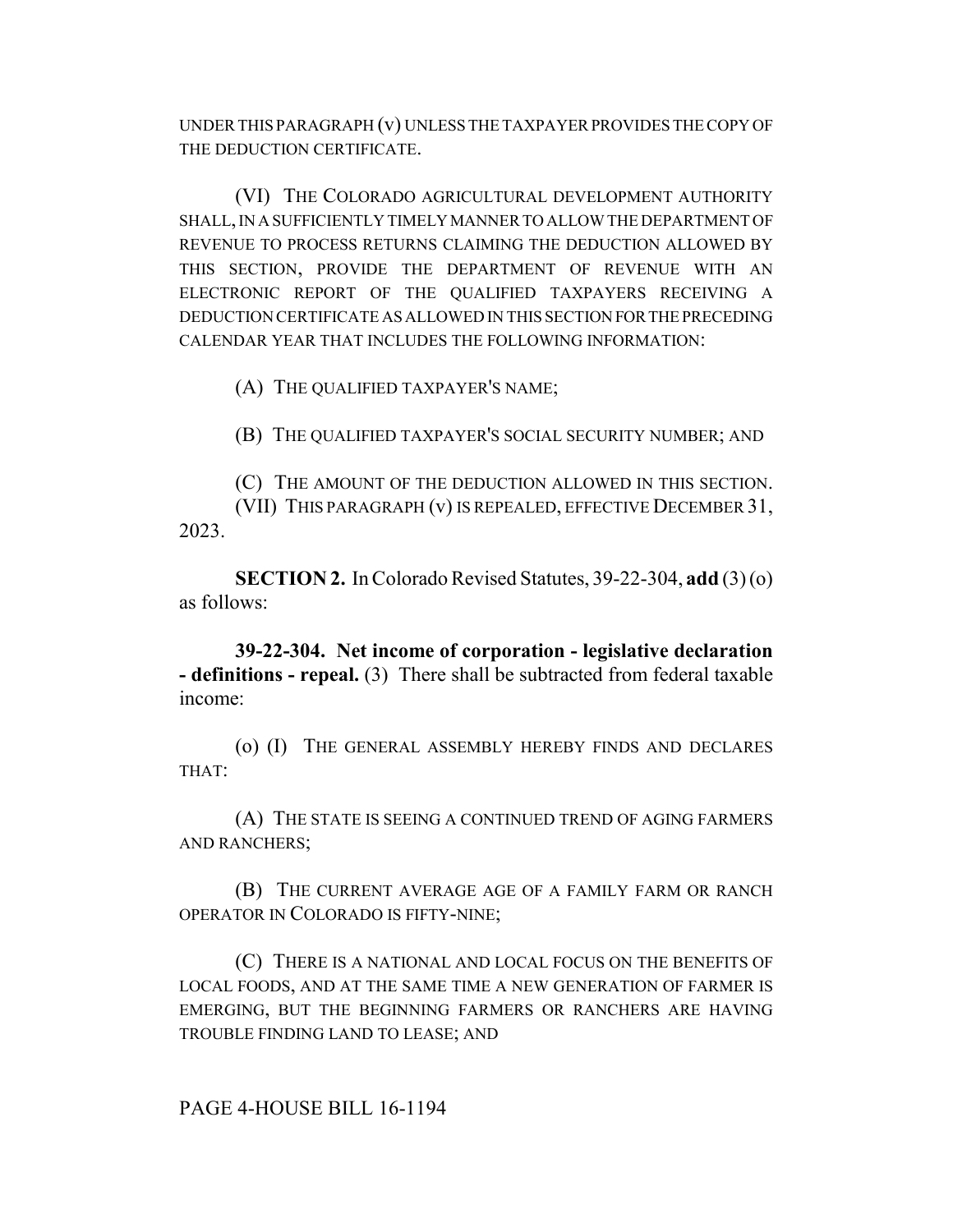UNDER THIS PARAGRAPH (v) UNLESS THE TAXPAYER PROVIDES THE COPY OF THE DEDUCTION CERTIFICATE.

(VI) THE COLORADO AGRICULTURAL DEVELOPMENT AUTHORITY SHALL, IN A SUFFICIENTLY TIMELY MANNER TO ALLOW THE DEPARTMENT OF REVENUE TO PROCESS RETURNS CLAIMING THE DEDUCTION ALLOWED BY THIS SECTION, PROVIDE THE DEPARTMENT OF REVENUE WITH AN ELECTRONIC REPORT OF THE QUALIFIED TAXPAYERS RECEIVING A DEDUCTION CERTIFICATE AS ALLOWED IN THIS SECTION FOR THE PRECEDING CALENDAR YEAR THAT INCLUDES THE FOLLOWING INFORMATION:

(A) THE QUALIFIED TAXPAYER'S NAME;

(B) THE QUALIFIED TAXPAYER'S SOCIAL SECURITY NUMBER; AND

(C) THE AMOUNT OF THE DEDUCTION ALLOWED IN THIS SECTION.

(VII) THIS PARAGRAPH (v) IS REPEALED, EFFECTIVE DECEMBER 31, 2023.

**SECTION 2.** In Colorado Revised Statutes, 39-22-304, **add** (3) (o) as follows:

**39-22-304. Net income of corporation - legislative declaration - definitions - repeal.** (3) There shall be subtracted from federal taxable income:

(o) (I) THE GENERAL ASSEMBLY HEREBY FINDS AND DECLARES THAT:

(A) THE STATE IS SEEING A CONTINUED TREND OF AGING FARMERS AND RANCHERS;

(B) THE CURRENT AVERAGE AGE OF A FAMILY FARM OR RANCH OPERATOR IN COLORADO IS FIFTY-NINE;

(C) THERE IS A NATIONAL AND LOCAL FOCUS ON THE BENEFITS OF LOCAL FOODS, AND AT THE SAME TIME A NEW GENERATION OF FARMER IS EMERGING, BUT THE BEGINNING FARMERS OR RANCHERS ARE HAVING TROUBLE FINDING LAND TO LEASE; AND

PAGE 4-HOUSE BILL 16-1194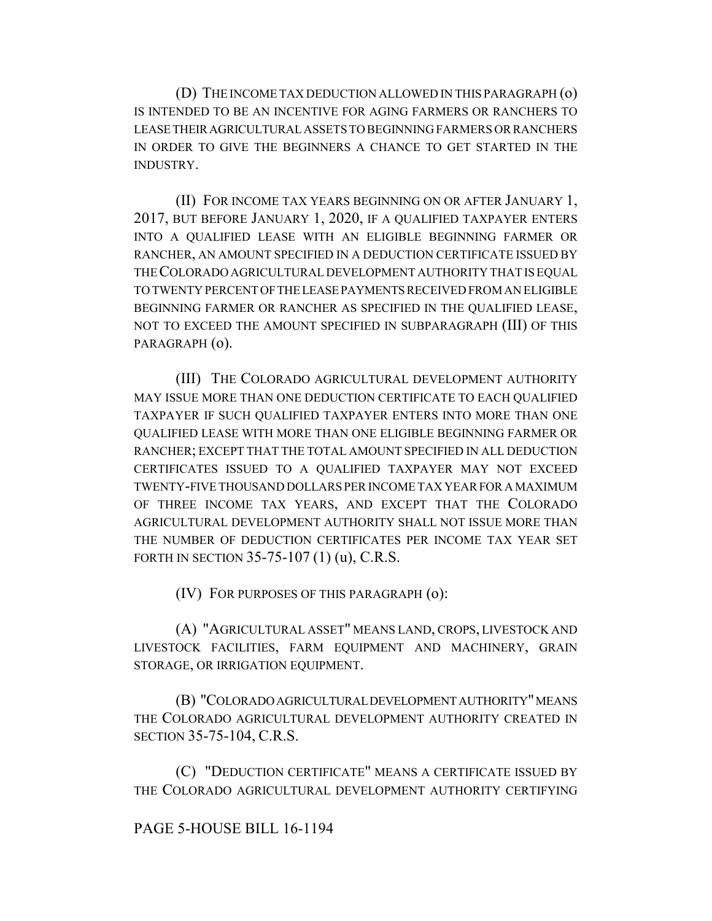(D) THE INCOME TAX DEDUCTION ALLOWED IN THIS PARAGRAPH (o) IS INTENDED TO BE AN INCENTIVE FOR AGING FARMERS OR RANCHERS TO LEASE THEIR AGRICULTURAL ASSETS TO BEGINNING FARMERS OR RANCHERS IN ORDER TO GIVE THE BEGINNERS A CHANCE TO GET STARTED IN THE INDUSTRY.

(II) FOR INCOME TAX YEARS BEGINNING ON OR AFTER JANUARY 1, 2017, BUT BEFORE JANUARY 1, 2020, IF A QUALIFIED TAXPAYER ENTERS INTO A QUALIFIED LEASE WITH AN ELIGIBLE BEGINNING FARMER OR RANCHER, AN AMOUNT SPECIFIED IN A DEDUCTION CERTIFICATE ISSUED BY THE COLORADO AGRICULTURAL DEVELOPMENT AUTHORITY THAT IS EQUAL TO TWENTY PERCENT OF THE LEASE PAYMENTS RECEIVED FROM AN ELIGIBLE BEGINNING FARMER OR RANCHER AS SPECIFIED IN THE QUALIFIED LEASE, NOT TO EXCEED THE AMOUNT SPECIFIED IN SUBPARAGRAPH (III) OF THIS PARAGRAPH (o).

(III) THE COLORADO AGRICULTURAL DEVELOPMENT AUTHORITY MAY ISSUE MORE THAN ONE DEDUCTION CERTIFICATE TO EACH QUALIFIED TAXPAYER IF SUCH QUALIFIED TAXPAYER ENTERS INTO MORE THAN ONE QUALIFIED LEASE WITH MORE THAN ONE ELIGIBLE BEGINNING FARMER OR RANCHER; EXCEPT THAT THE TOTAL AMOUNT SPECIFIED IN ALL DEDUCTION CERTIFICATES ISSUED TO A QUALIFIED TAXPAYER MAY NOT EXCEED TWENTY-FIVE THOUSAND DOLLARS PER INCOME TAX YEAR FOR A MAXIMUM OF THREE INCOME TAX YEARS, AND EXCEPT THAT THE COLORADO AGRICULTURAL DEVELOPMENT AUTHORITY SHALL NOT ISSUE MORE THAN THE NUMBER OF DEDUCTION CERTIFICATES PER INCOME TAX YEAR SET FORTH IN SECTION 35-75-107 (1) (u), C.R.S.

(IV) FOR PURPOSES OF THIS PARAGRAPH (o):

(A) "AGRICULTURAL ASSET" MEANS LAND, CROPS, LIVESTOCK AND LIVESTOCK FACILITIES, FARM EQUIPMENT AND MACHINERY, GRAIN STORAGE, OR IRRIGATION EQUIPMENT.

(B) "COLORADO AGRICULTURAL DEVELOPMENT AUTHORITY" MEANS THE COLORADO AGRICULTURAL DEVELOPMENT AUTHORITY CREATED IN SECTION 35-75-104, C.R.S.

(C) "DEDUCTION CERTIFICATE" MEANS A CERTIFICATE ISSUED BY THE COLORADO AGRICULTURAL DEVELOPMENT AUTHORITY CERTIFYING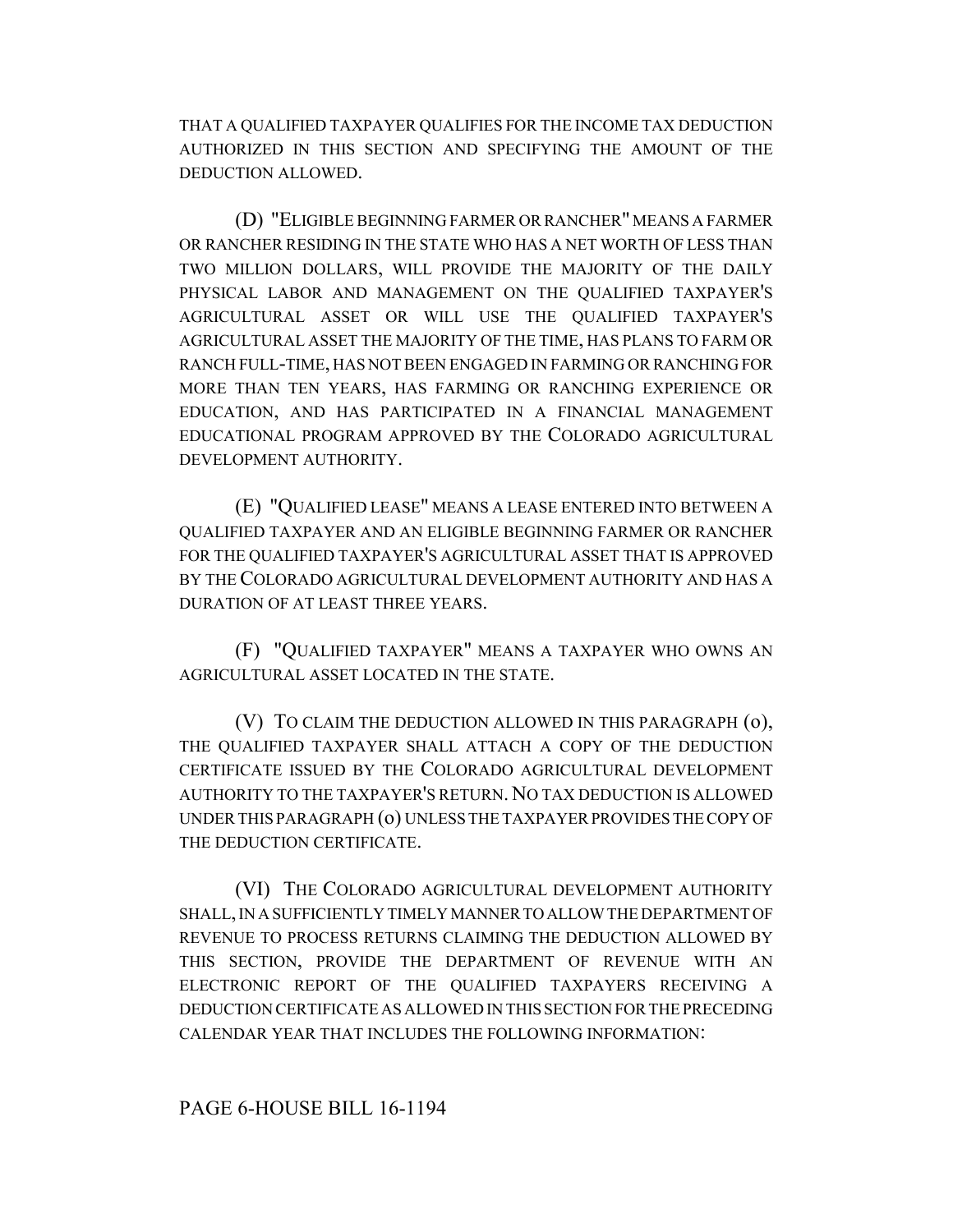THAT A QUALIFIED TAXPAYER QUALIFIES FOR THE INCOME TAX DEDUCTION AUTHORIZED IN THIS SECTION AND SPECIFYING THE AMOUNT OF THE DEDUCTION ALLOWED.

(D) "ELIGIBLE BEGINNING FARMER OR RANCHER" MEANS A FARMER OR RANCHER RESIDING IN THE STATE WHO HAS A NET WORTH OF LESS THAN TWO MILLION DOLLARS, WILL PROVIDE THE MAJORITY OF THE DAILY PHYSICAL LABOR AND MANAGEMENT ON THE QUALIFIED TAXPAYER'S AGRICULTURAL ASSET OR WILL USE THE QUALIFIED TAXPAYER'S AGRICULTURAL ASSET THE MAJORITY OF THE TIME, HAS PLANS TO FARM OR RANCH FULL-TIME, HAS NOT BEEN ENGAGED IN FARMING OR RANCHING FOR MORE THAN TEN YEARS, HAS FARMING OR RANCHING EXPERIENCE OR EDUCATION, AND HAS PARTICIPATED IN A FINANCIAL MANAGEMENT EDUCATIONAL PROGRAM APPROVED BY THE COLORADO AGRICULTURAL DEVELOPMENT AUTHORITY.

(E) "QUALIFIED LEASE" MEANS A LEASE ENTERED INTO BETWEEN A QUALIFIED TAXPAYER AND AN ELIGIBLE BEGINNING FARMER OR RANCHER FOR THE QUALIFIED TAXPAYER'S AGRICULTURAL ASSET THAT IS APPROVED BY THE COLORADO AGRICULTURAL DEVELOPMENT AUTHORITY AND HAS A DURATION OF AT LEAST THREE YEARS.

(F) "QUALIFIED TAXPAYER" MEANS A TAXPAYER WHO OWNS AN AGRICULTURAL ASSET LOCATED IN THE STATE.

(V) TO CLAIM THE DEDUCTION ALLOWED IN THIS PARAGRAPH (o), THE QUALIFIED TAXPAYER SHALL ATTACH A COPY OF THE DEDUCTION CERTIFICATE ISSUED BY THE COLORADO AGRICULTURAL DEVELOPMENT AUTHORITY TO THE TAXPAYER'S RETURN. NO TAX DEDUCTION IS ALLOWED UNDER THIS PARAGRAPH (o) UNLESS THE TAXPAYER PROVIDES THE COPY OF THE DEDUCTION CERTIFICATE.

(VI) THE COLORADO AGRICULTURAL DEVELOPMENT AUTHORITY SHALL, IN A SUFFICIENTLY TIMELY MANNER TO ALLOW THE DEPARTMENT OF REVENUE TO PROCESS RETURNS CLAIMING THE DEDUCTION ALLOWED BY THIS SECTION, PROVIDE THE DEPARTMENT OF REVENUE WITH AN ELECTRONIC REPORT OF THE QUALIFIED TAXPAYERS RECEIVING A DEDUCTION CERTIFICATE AS ALLOWED IN THIS SECTION FOR THE PRECEDING CALENDAR YEAR THAT INCLUDES THE FOLLOWING INFORMATION: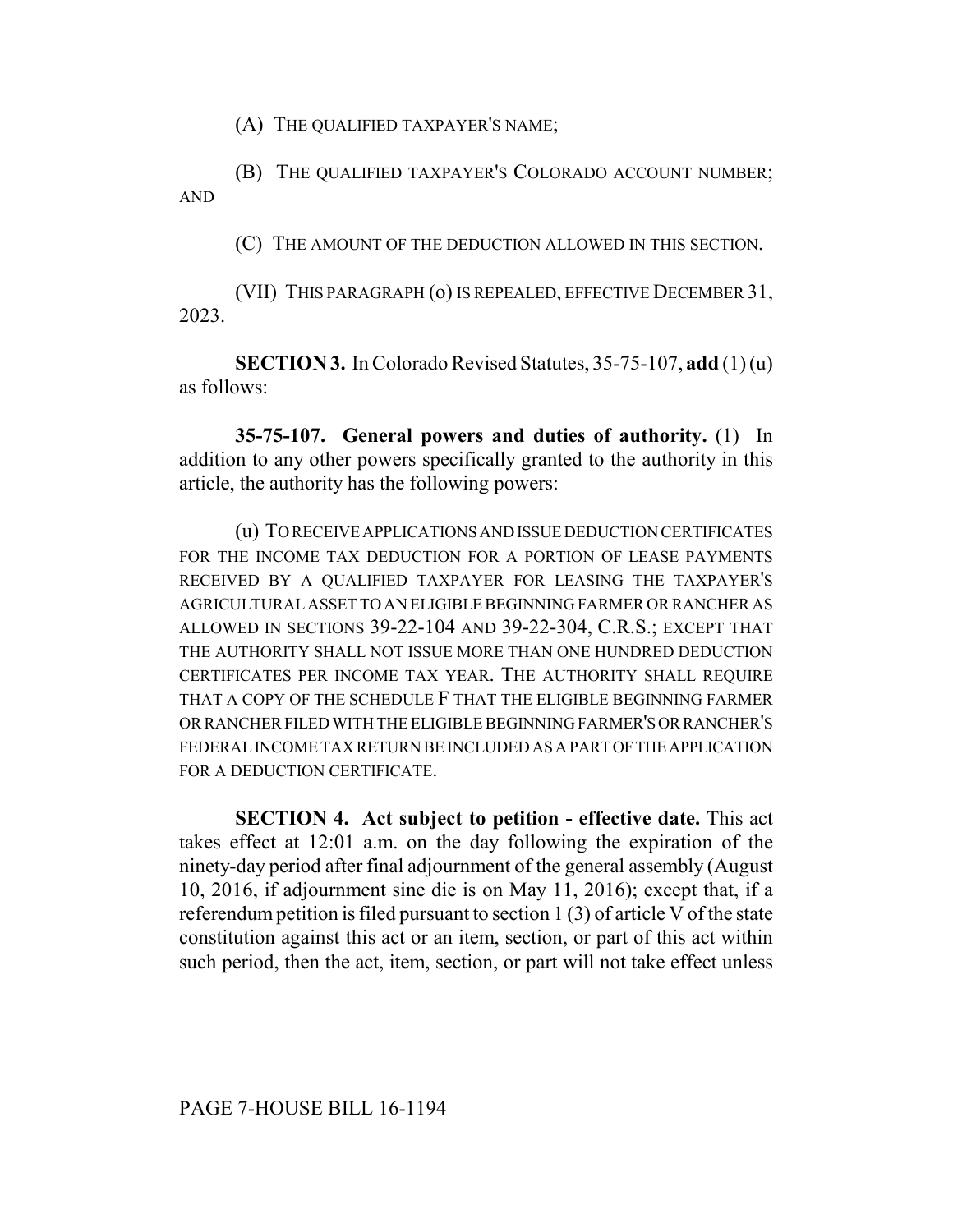(A) THE QUALIFIED TAXPAYER'S NAME;

(B) THE QUALIFIED TAXPAYER'S COLORADO ACCOUNT NUMBER; AND

(C) THE AMOUNT OF THE DEDUCTION ALLOWED IN THIS SECTION.

(VII) THIS PARAGRAPH (o) IS REPEALED, EFFECTIVE DECEMBER 31, 2023.

**SECTION 3.** In Colorado Revised Statutes, 35-75-107, **add** (1) (u) as follows:

**35-75-107. General powers and duties of authority.** (1) In addition to any other powers specifically granted to the authority in this article, the authority has the following powers:

(u) TO RECEIVE APPLICATIONS AND ISSUE DEDUCTION CERTIFICATES FOR THE INCOME TAX DEDUCTION FOR A PORTION OF LEASE PAYMENTS RECEIVED BY A QUALIFIED TAXPAYER FOR LEASING THE TAXPAYER'S AGRICULTURAL ASSET TO AN ELIGIBLE BEGINNING FARMER OR RANCHER AS ALLOWED IN SECTIONS 39-22-104 AND 39-22-304, C.R.S.; EXCEPT THAT THE AUTHORITY SHALL NOT ISSUE MORE THAN ONE HUNDRED DEDUCTION CERTIFICATES PER INCOME TAX YEAR. THE AUTHORITY SHALL REQUIRE THAT A COPY OF THE SCHEDULE F THAT THE ELIGIBLE BEGINNING FARMER OR RANCHER FILED WITH THE ELIGIBLE BEGINNING FARMER'S OR RANCHER'S FEDERAL INCOME TAX RETURN BE INCLUDED AS A PART OF THE APPLICATION FOR A DEDUCTION CERTIFICATE.

**SECTION 4. Act subject to petition - effective date.** This act takes effect at 12:01 a.m. on the day following the expiration of the ninety-day period after final adjournment of the general assembly (August 10, 2016, if adjournment sine die is on May 11, 2016); except that, if a referendum petition is filed pursuant to section 1 (3) of article V of the state constitution against this act or an item, section, or part of this act within such period, then the act, item, section, or part will not take effect unless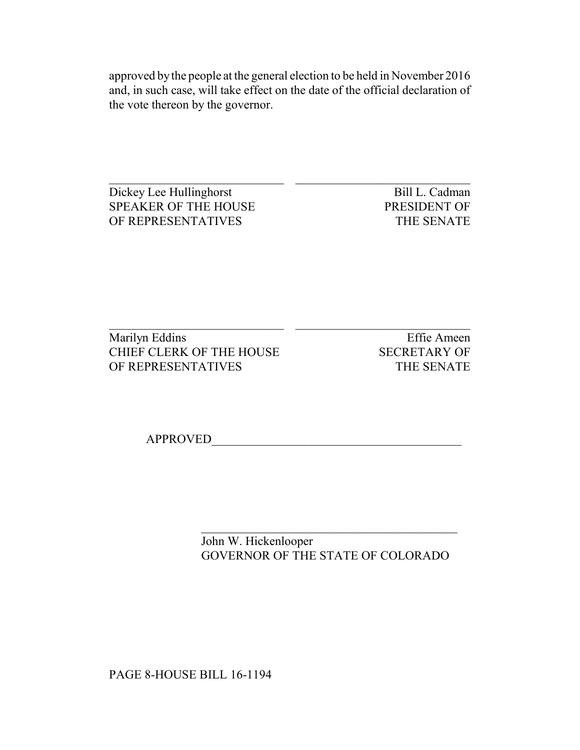approved by the people at the general election to be held in November 2016 and, in such case, will take effect on the date of the official declaration of the vote thereon by the governor.

| | |
|---|---|
| \_\_\_\_\_\_\_\_\_\_\_\_\_\_\_\_\_\_\_\_\_\_\_\_\_\_\_\_ | \_\_\_\_\_\_\_\_\_\_\_\_\_\_\_\_\_\_\_\_\_\_\_\_\_\_\_\_ |
| Dickey Lee Hullinghorst<br>SPEAKER OF THE HOUSE<br>OF REPRESENTATIVES | Bill L. Cadman<br>PRESIDENT OF<br>THE SENATE |
| \_\_\_\_\_\_\_\_\_\_\_\_\_\_\_\_\_\_\_\_\_\_\_\_\_\_\_\_ | \_\_\_\_\_\_\_\_\_\_\_\_\_\_\_\_\_\_\_\_\_\_\_\_\_\_\_\_ |
| Marilyn Eddins<br>CHIEF CLERK OF THE HOUSE<br>OF REPRESENTATIVES | Effie Ameen<br>SECRETARY OF<br>THE SENATE |

APPROVED\_\_\_\_\_\_\_\_\_\_\_\_\_\_\_\_\_\_\_\_\_\_\_\_\_\_\_\_\_\_\_\_\_\_\_\_\_\_\_\_

\_\_\_\_\_\_\_\_\_\_\_\_\_\_\_\_\_\_\_\_\_\_\_\_\_\_\_\_\_\_\_\_\_\_\_\_\_\_\_\_

John W. Hickenlooper
GOVERNOR OF THE STATE OF COLORADO

PAGE 8-HOUSE BILL 16-1194